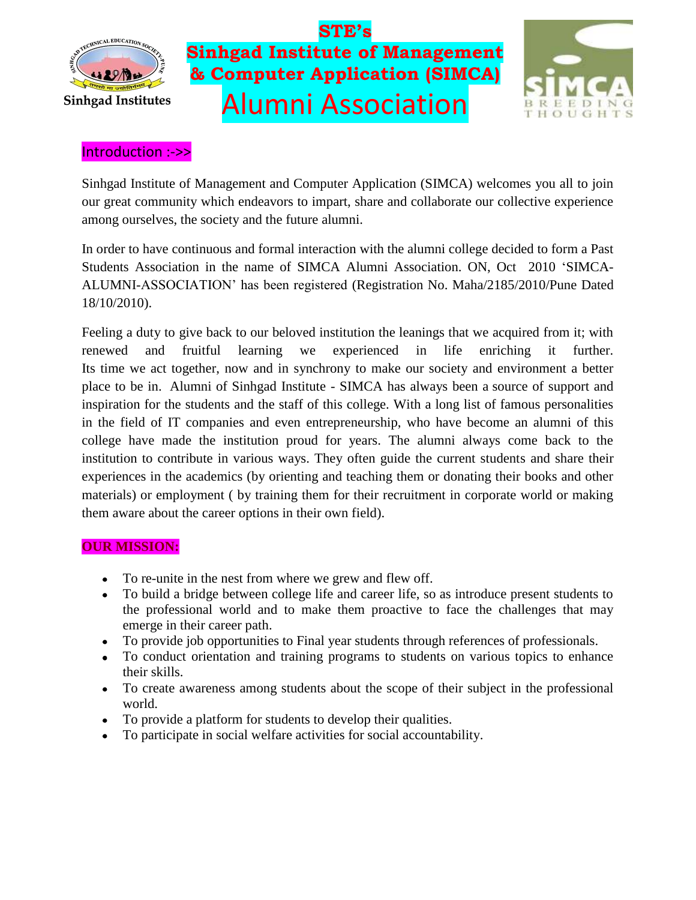Sinhgad Institutes

# STE's
# Sinhgad Institute of Management & Computer Application (SIMCA)
# Alumni Association

SIMCA BREEDING THOUGHTS

## Introduction :->>

Sinhgad Institute of Management and Computer Application (SIMCA) welcomes you all to join our great community which endeavors to impart, share and collaborate our collective experience among ourselves, the society and the future alumni.

In order to have continuous and formal interaction with the alumni college decided to form a Past Students Association in the name of SIMCA Alumni Association. ON, Oct 2010 'SIMCA-ALUMNI-ASSOCIATION' has been registered (Registration No. Maha/2185/2010/Pune Dated 18/10/2010).

Feeling a duty to give back to our beloved institution the leanings that we acquired from it; with renewed and fruitful learning we experienced in life enriching it further. Its time we act together, now and in synchrony to make our society and environment a better place to be in. Alumni of Sinhgad Institute - SIMCA has always been a source of support and inspiration for the students and the staff of this college. With a long list of famous personalities in the field of IT companies and even entrepreneurship, who have become an alumni of this college have made the institution proud for years. The alumni always come back to the institution to contribute in various ways. They often guide the current students and share their experiences in the academics (by orienting and teaching them or donating their books and other materials) or employment ( by training them for their recruitment in corporate world or making them aware about the career options in their own field).

## OUR MISSION:

- To re-unite in the nest from where we grew and flew off.
- To build a bridge between college life and career life, so as introduce present students to the professional world and to make them proactive to face the challenges that may emerge in their career path.
- To provide job opportunities to Final year students through references of professionals.
- To conduct orientation and training programs to students on various topics to enhance their skills.
- To create awareness among students about the scope of their subject in the professional world.
- To provide a platform for students to develop their qualities.
- To participate in social welfare activities for social accountability.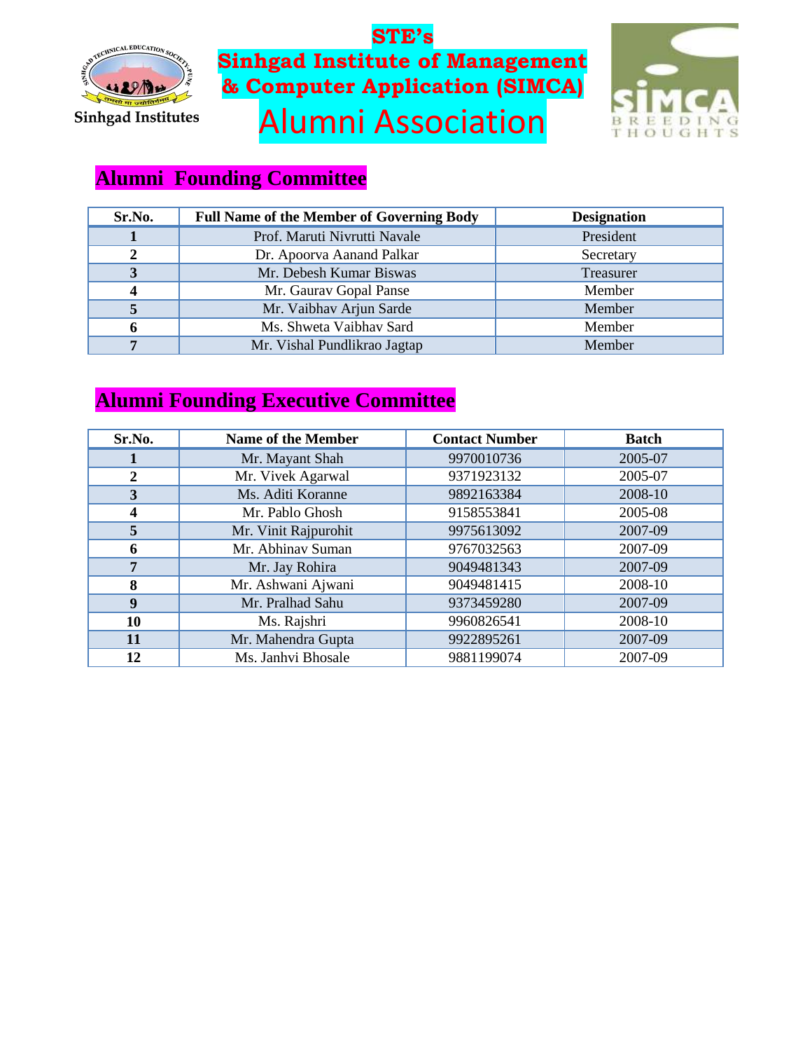# STE's
# Sinhgad Institute of Management & Computer Application (SIMCA)
# Alumni Association

Sinhgad Institutes

## Alumni Founding Committee

| Sr.No. | Full Name of the Member of Governing Body | Designation |
|---|---|---|
| 1 | Prof. Maruti Nivrutti Navale | President |
| 2 | Dr. Apoorva Aanand Palkar | Secretary |
| 3 | Mr. Debesh Kumar Biswas | Treasurer |
| 4 | Mr. Gaurav Gopal Panse | Member |
| 5 | Mr. Vaibhav Arjun Sarde | Member |
| 6 | Ms. Shweta Vaibhav Sard | Member |
| 7 | Mr. Vishal Pundlikrao Jagtap | Member |

## Alumni Founding Executive Committee

| Sr.No. | Name of the Member | Contact Number | Batch |
|---|---|---|---|
| 1 | Mr. Mayant Shah | 9970010736 | 2005-07 |
| 2 | Mr. Vivek Agarwal | 9371923132 | 2005-07 |
| 3 | Ms. Aditi Koranne | 9892163384 | 2008-10 |
| 4 | Mr. Pablo Ghosh | 9158553841 | 2005-08 |
| 5 | Mr. Vinit Rajpurohit | 9975613092 | 2007-09 |
| 6 | Mr. Abhinav Suman | 9767032563 | 2007-09 |
| 7 | Mr. Jay Rohira | 9049481343 | 2007-09 |
| 8 | Mr. Ashwani Ajwani | 9049481415 | 2008-10 |
| 9 | Mr. Pralhad Sahu | 9373459280 | 2007-09 |
| 10 | Ms. Rajshri | 9960826541 | 2008-10 |
| 11 | Mr. Mahendra Gupta | 9922895261 | 2007-09 |
| 12 | Ms. Janhvi Bhosale | 9881199074 | 2007-09 |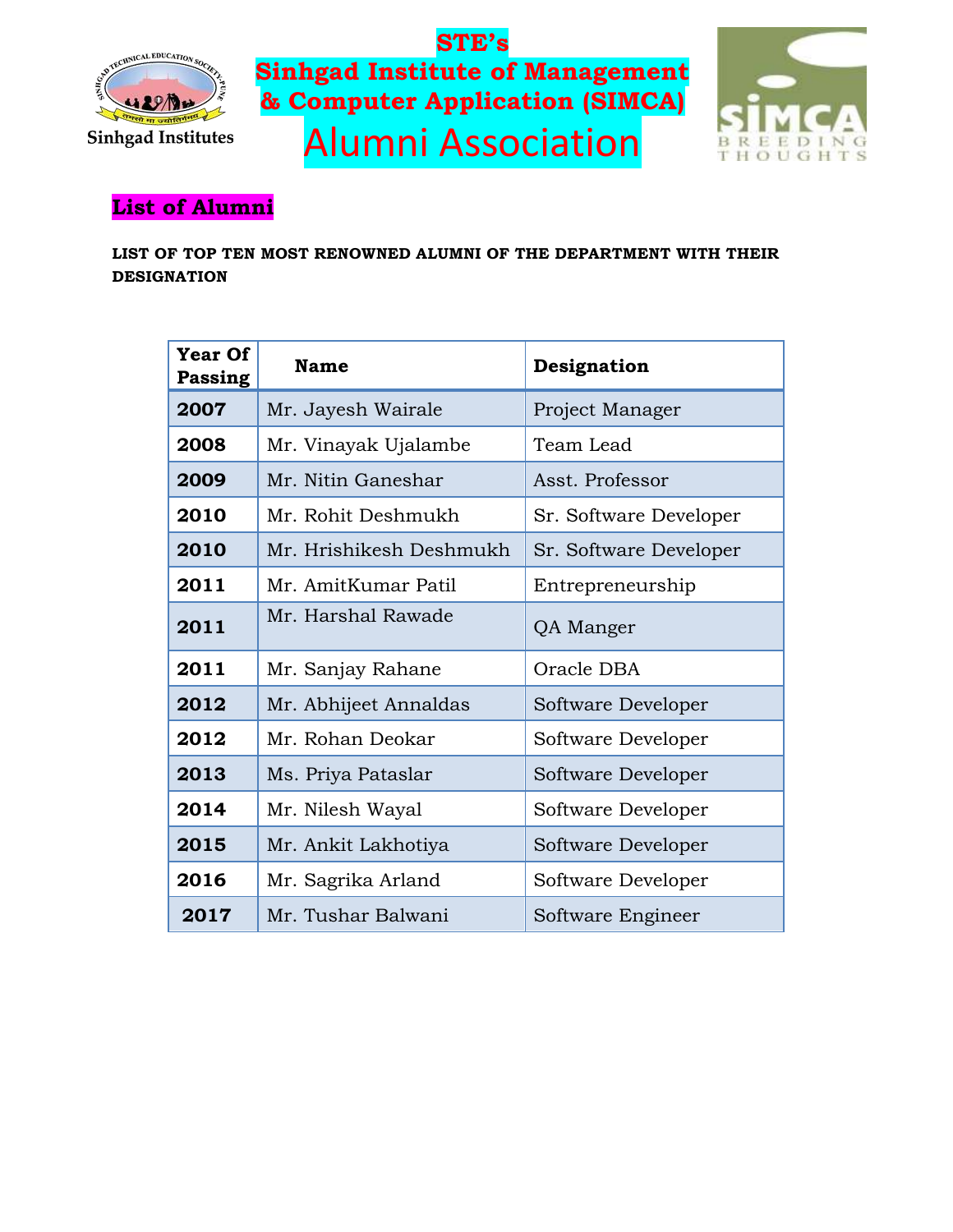# STE's
# Sinhgad Institute of Management & Computer Application (SIMCA)
# Alumni Association

## List of Alumni

**LIST OF TOP TEN MOST RENOWNED ALUMNI OF THE DEPARTMENT WITH THEIR DESIGNATION**

| Year Of Passing | Name | Designation |
|---|---|---|
| **2007** | Mr. Jayesh Wairale | Project Manager |
| **2008** | Mr. Vinayak Ujalambe | Team Lead |
| **2009** | Mr. Nitin Ganeshar | Asst. Professor |
| **2010** | Mr. Rohit Deshmukh | Sr. Software Developer |
| **2010** | Mr. Hrishikesh Deshmukh | Sr. Software Developer |
| **2011** | Mr. AmitKumar Patil | Entrepreneurship |
| **2011** | Mr. Harshal Rawade | QA Manger |
| **2011** | Mr. Sanjay Rahane | Oracle DBA |
| **2012** | Mr. Abhijeet Annaldas | Software Developer |
| **2012** | Mr. Rohan Deokar | Software Developer |
| **2013** | Ms. Priya Pataslar | Software Developer |
| **2014** | Mr. Nilesh Wayal | Software Developer |
| **2015** | Mr. Ankit Lakhotiya | Software Developer |
| **2016** | Mr. Sagrika Arland | Software Developer |
| **2017** | Mr. Tushar Balwani | Software Engineer |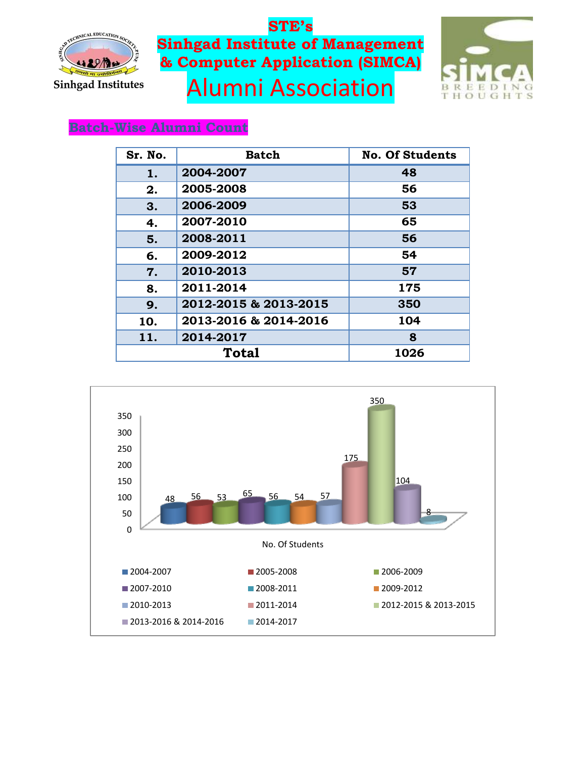# STE's
# Sinhgad Institute of Management & Computer Application (SIMCA)
# Alumni Association

Sinhgad Institutes

SIMCA BREEDING THOUGHTS

## Batch-Wise Alumni Count

| Sr. No. | Batch | No. Of Students |
|---|---|---|
| 1. | 2004-2007 | 48 |
| 2. | 2005-2008 | 56 |
| 3. | 2006-2009 | 53 |
| 4. | 2007-2010 | 65 |
| 5. | 2008-2011 | 56 |
| 6. | 2009-2012 | 54 |
| 7. | 2010-2013 | 57 |
| 8. | 2011-2014 | 175 |
| 9. | 2012-2015 & 2013-2015 | 350 |
| 10. | 2013-2016 & 2014-2016 | 104 |
| 11. | 2014-2017 | 8 |
| Total | | 1026 |

No. Of Students

| Batch | No. Of Students |
|---|---|
| 2004-2007 | 48 |
| 2005-2008 | 56 |
| 2006-2009 | 53 |
| 2007-2010 | 65 |
| 2008-2011 | 56 |
| 2009-2012 | 54 |
| 2010-2013 | 57 |
| 2011-2014 | 175 |
| 2012-2015 & 2013-2015 | 350 |
| 2013-2016 & 2014-2016 | 104 |
| 2014-2017 | 8 |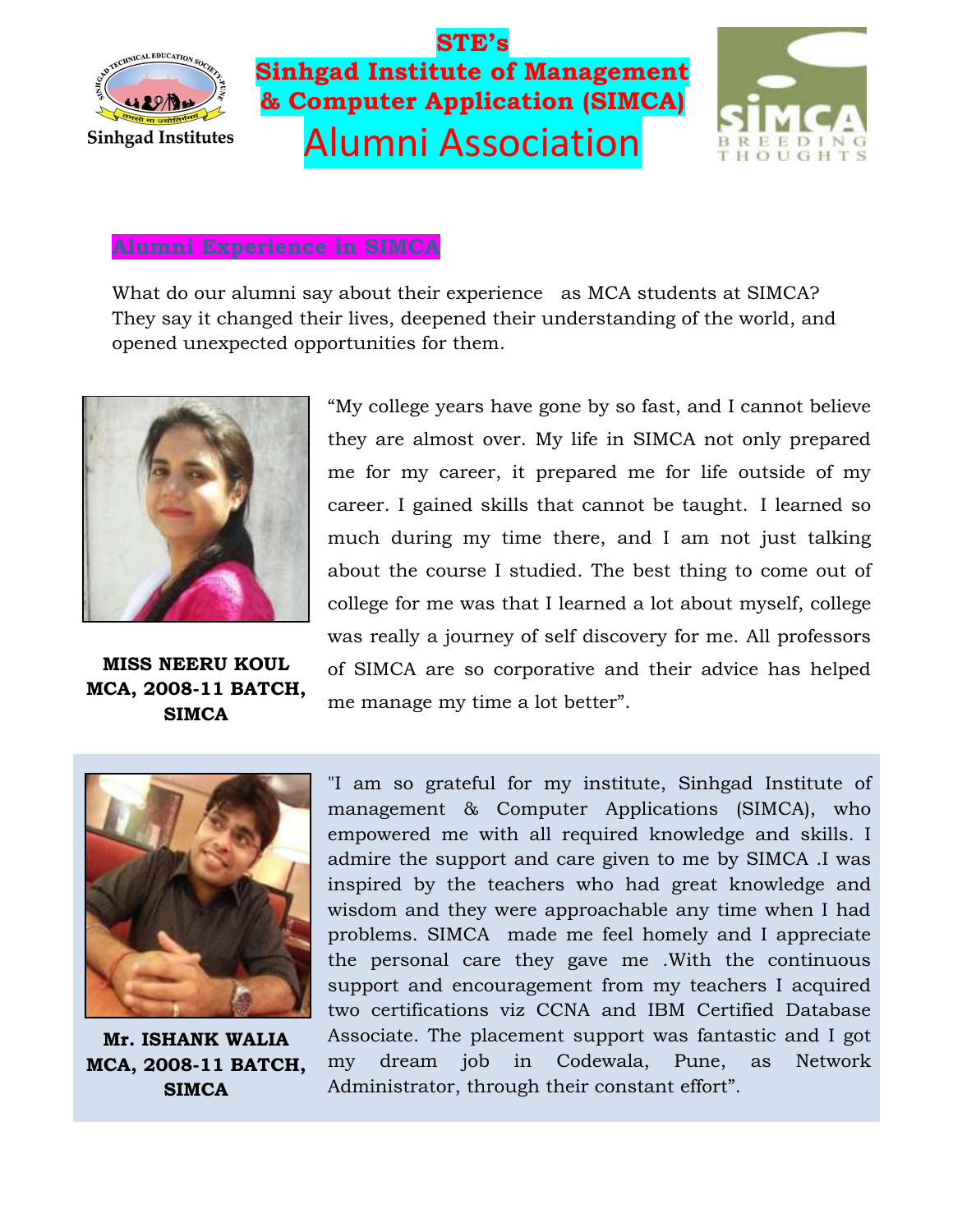# STE's Sinhgad Institute of Management & Computer Application (SIMCA)

# Alumni Association

## Alumni Experience in SIMCA

What do our alumni say about their experience as MCA students at SIMCA? They say it changed their lives, deepened their understanding of the world, and opened unexpected opportunities for them.

"My college years have gone by so fast, and I cannot believe they are almost over. My life in SIMCA not only prepared me for my career, it prepared me for life outside of my career. I gained skills that cannot be taught. I learned so much during my time there, and I am not just talking about the course I studied. The best thing to come out of college for me was that I learned a lot about myself, college was really a journey of self discovery for me. All professors of SIMCA are so corporative and their advice has helped me manage my time a lot better".

**MISS NEERU KOUL**
**MCA, 2008-11 BATCH, SIMCA**

"I am so grateful for my institute, Sinhgad Institute of management & Computer Applications (SIMCA), who empowered me with all required knowledge and skills. I admire the support and care given to me by SIMCA .I was inspired by the teachers who had great knowledge and wisdom and they were approachable any time when I had problems. SIMCA made me feel homely and I appreciate the personal care they gave me .With the continuous support and encouragement from my teachers I acquired two certifications viz CCNA and IBM Certified Database Associate. The placement support was fantastic and I got my dream job in Codewala, Pune, as Network Administrator, through their constant effort".

**Mr. ISHANK WALIA**
**MCA, 2008-11 BATCH, SIMCA**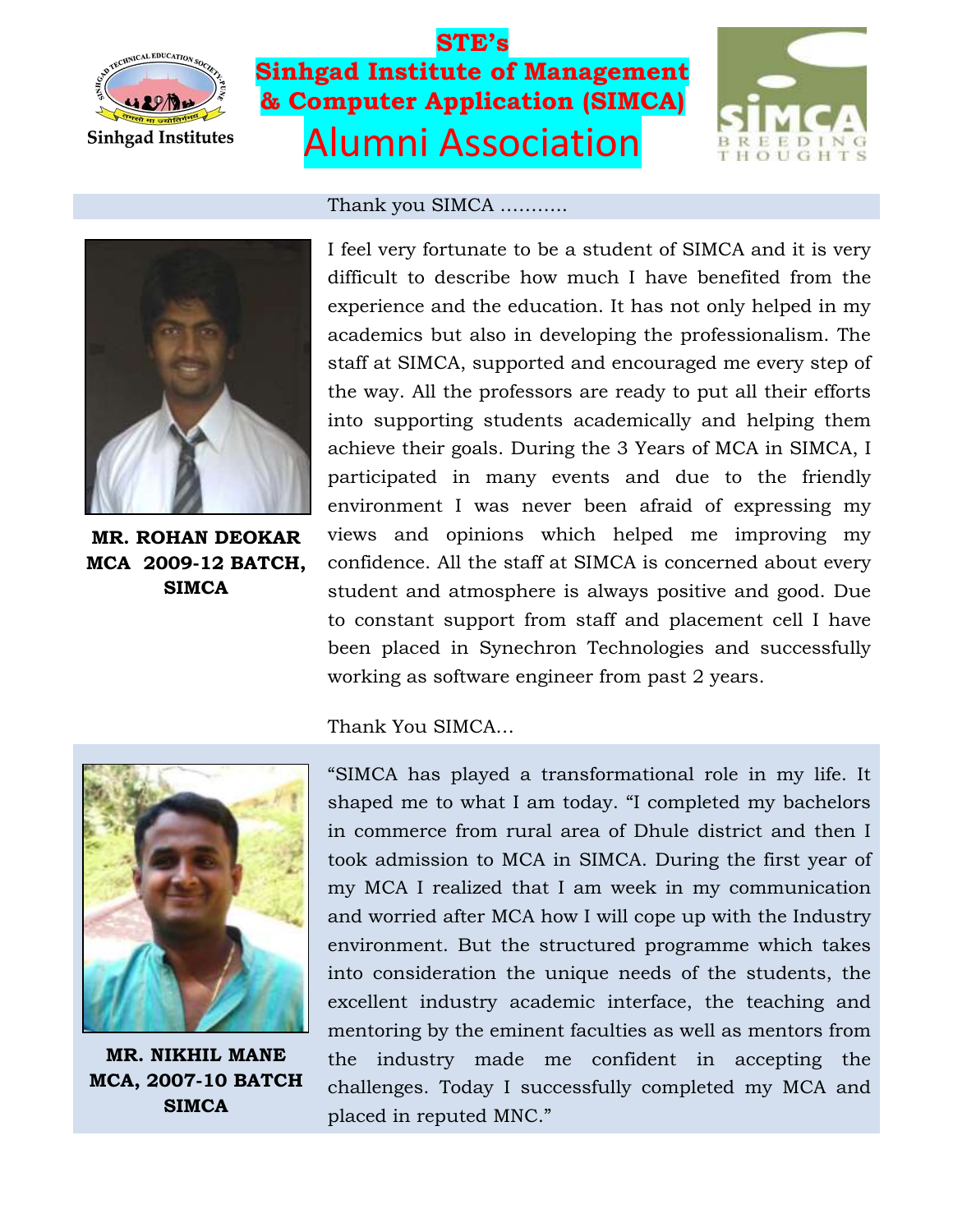**STE's**

**Sinhgad Institute of Management & Computer Application (SIMCA)**

# Alumni Association

Thank you SIMCA ...........

I feel very fortunate to be a student of SIMCA and it is very difficult to describe how much I have benefited from the experience and the education. It has not only helped in my academics but also in developing the professionalism. The staff at SIMCA, supported and encouraged me every step of the way. All the professors are ready to put all their efforts into supporting students academically and helping them achieve their goals. During the 3 Years of MCA in SIMCA, I participated in many events and due to the friendly environment I was never been afraid of expressing my views and opinions which helped me improving my confidence. All the staff at SIMCA is concerned about every student and atmosphere is always positive and good. Due to constant support from staff and placement cell I have been placed in Synechron Technologies and successfully working as software engineer from past 2 years.

**MR. ROHAN DEOKAR**
**MCA 2009-12 BATCH, SIMCA**

Thank You SIMCA...

"SIMCA has played a transformational role in my life. It shaped me to what I am today. "I completed my bachelors in commerce from rural area of Dhule district and then I took admission to MCA in SIMCA. During the first year of my MCA I realized that I am week in my communication and worried after MCA how I will cope up with the Industry environment. But the structured programme which takes into consideration the unique needs of the students, the excellent industry academic interface, the teaching and mentoring by the eminent faculties as well as mentors from the industry made me confident in accepting the challenges. Today I successfully completed my MCA and placed in reputed MNC."

**MR. NIKHIL MANE**
**MCA, 2007-10 BATCH**
**SIMCA**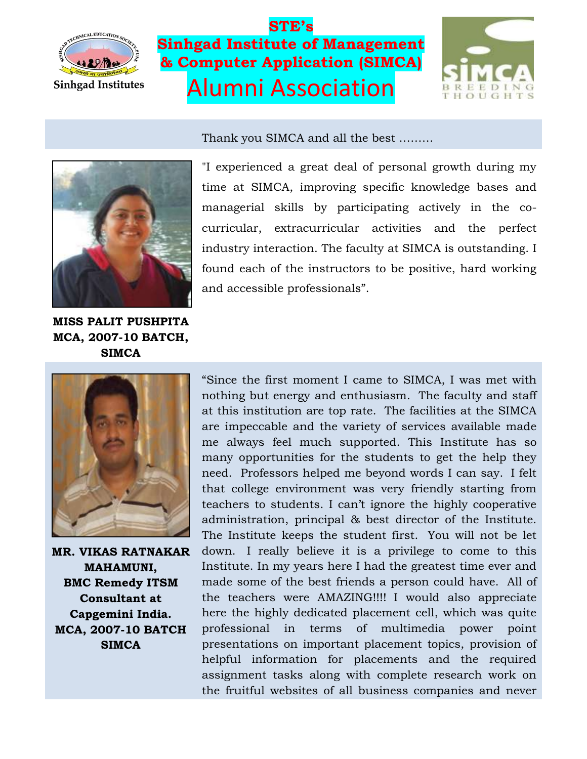**STE's**
**Sinhgad Institute of Management & Computer Application (SIMCA)**
# Alumni Association

Sinhgad Institutes

SIMCA BREEDING THOUGHTS

Thank you SIMCA and all the best .........

"I experienced a great deal of personal growth during my time at SIMCA, improving specific knowledge bases and managerial skills by participating actively in the co-curricular, extracurricular activities and the perfect industry interaction. The faculty at SIMCA is outstanding. I found each of the instructors to be positive, hard working and accessible professionals".

**MISS PALIT PUSHPITA**
**MCA, 2007-10 BATCH, SIMCA**

"Since the first moment I came to SIMCA, I was met with nothing but energy and enthusiasm. The faculty and staff at this institution are top rate. The facilities at the SIMCA are impeccable and the variety of services available made me always feel much supported. This Institute has so many opportunities for the students to get the help they need. Professors helped me beyond words I can say. I felt that college environment was very friendly starting from teachers to students. I can't ignore the highly cooperative administration, principal & best director of the Institute. The Institute keeps the student first. You will not be let down. I really believe it is a privilege to come to this Institute. In my years here I had the greatest time ever and made some of the best friends a person could have. All of the teachers were AMAZING!!!! I would also appreciate here the highly dedicated placement cell, which was quite professional in terms of multimedia power point presentations on important placement topics, provision of helpful information for placements and the required assignment tasks along with complete research work on the fruitful websites of all business companies and never

**MR. VIKAS RATNAKAR MAHAMUNI,**
**BMC Remedy ITSM Consultant at Capgemini India.**
**MCA, 2007-10 BATCH SIMCA**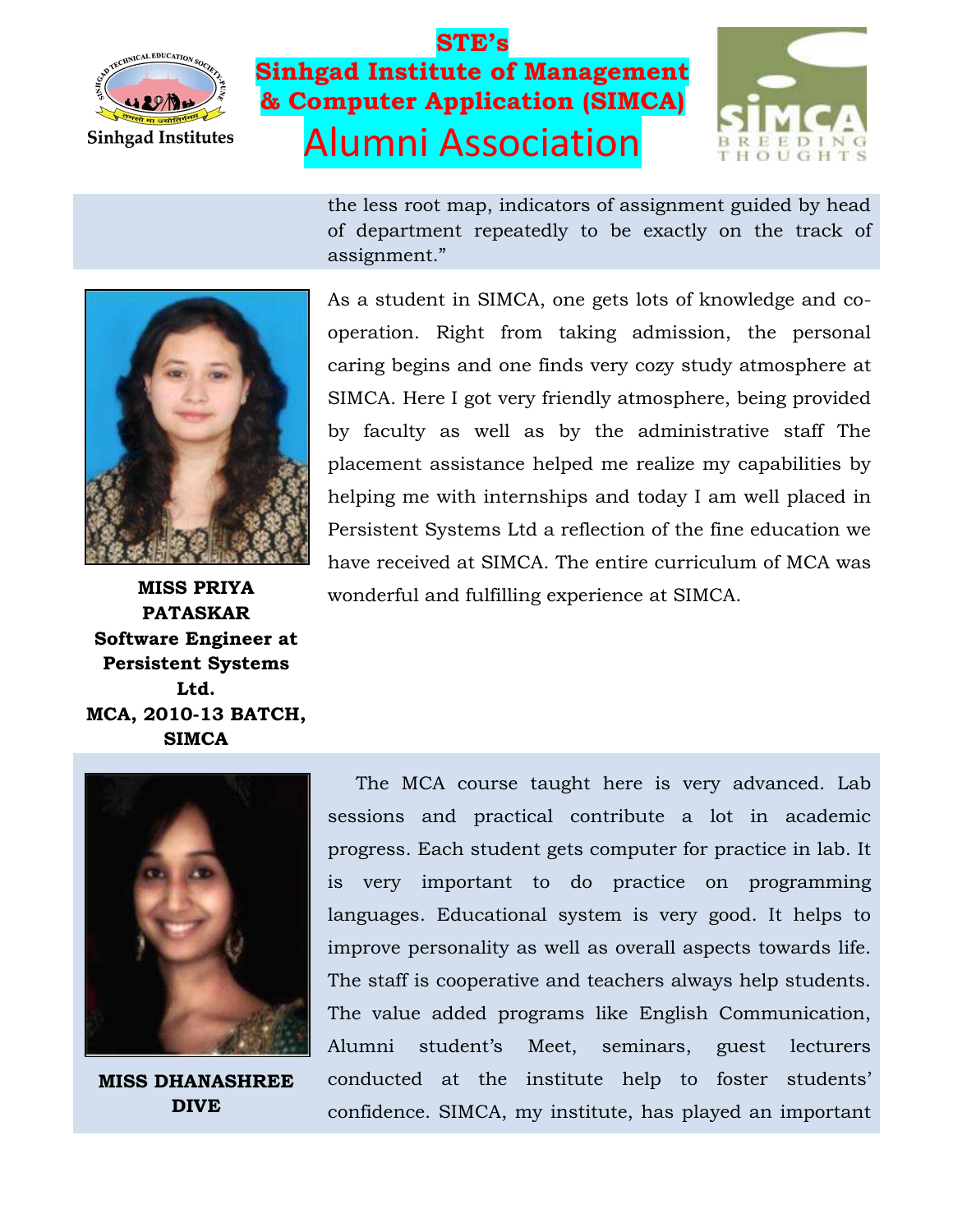the less root map, indicators of assignment guided by head of department repeatedly to be exactly on the track of assignment."

As a student in SIMCA, one gets lots of knowledge and co-operation. Right from taking admission, the personal caring begins and one finds very cozy study atmosphere at SIMCA. Here I got very friendly atmosphere, being provided by faculty as well as by the administrative staff The placement assistance helped me realize my capabilities by helping me with internships and today I am well placed in Persistent Systems Ltd a reflection of the fine education we have received at SIMCA. The entire curriculum of MCA was wonderful and fulfilling experience at SIMCA.

**MISS PRIYA PATASKAR**
**Software Engineer at Persistent Systems Ltd.**
**MCA, 2010-13 BATCH, SIMCA**

The MCA course taught here is very advanced. Lab sessions and practical contribute a lot in academic progress. Each student gets computer for practice in lab. It is very important to do practice on programming languages. Educational system is very good. It helps to improve personality as well as overall aspects towards life. The staff is cooperative and teachers always help students. The value added programs like English Communication, Alumni student's Meet, seminars, guest lecturers conducted at the institute help to foster students' confidence. SIMCA, my institute, has played an important

**MISS DHANASHREE DIVE**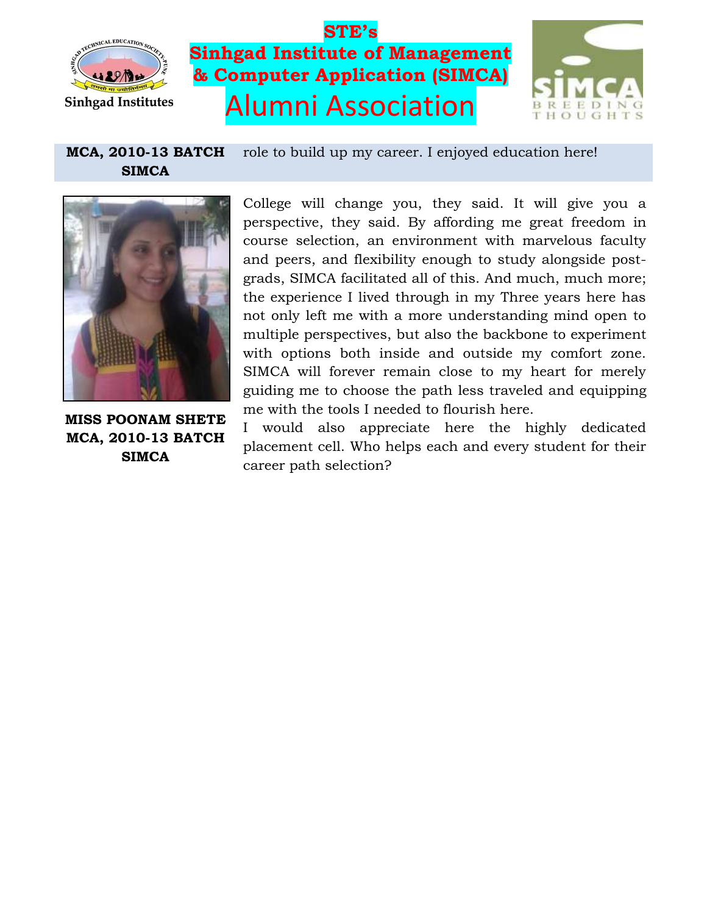# STE's
# Sinhgad Institute of Management & Computer Application (SIMCA)
# Alumni Association

**MCA, 2010-13 BATCH SIMCA**

role to build up my career. I enjoyed education here!

**MISS POONAM SHETE**
**MCA, 2010-13 BATCH**
**SIMCA**

College will change you, they said. It will give you a perspective, they said. By affording me great freedom in course selection, an environment with marvelous faculty and peers, and flexibility enough to study alongside post-grads, SIMCA facilitated all of this. And much, much more; the experience I lived through in my Three years here has not only left me with a more understanding mind open to multiple perspectives, but also the backbone to experiment with options both inside and outside my comfort zone. SIMCA will forever remain close to my heart for merely guiding me to choose the path less traveled and equipping me with the tools I needed to flourish here.

I would also appreciate here the highly dedicated placement cell. Who helps each and every student for their career path selection?